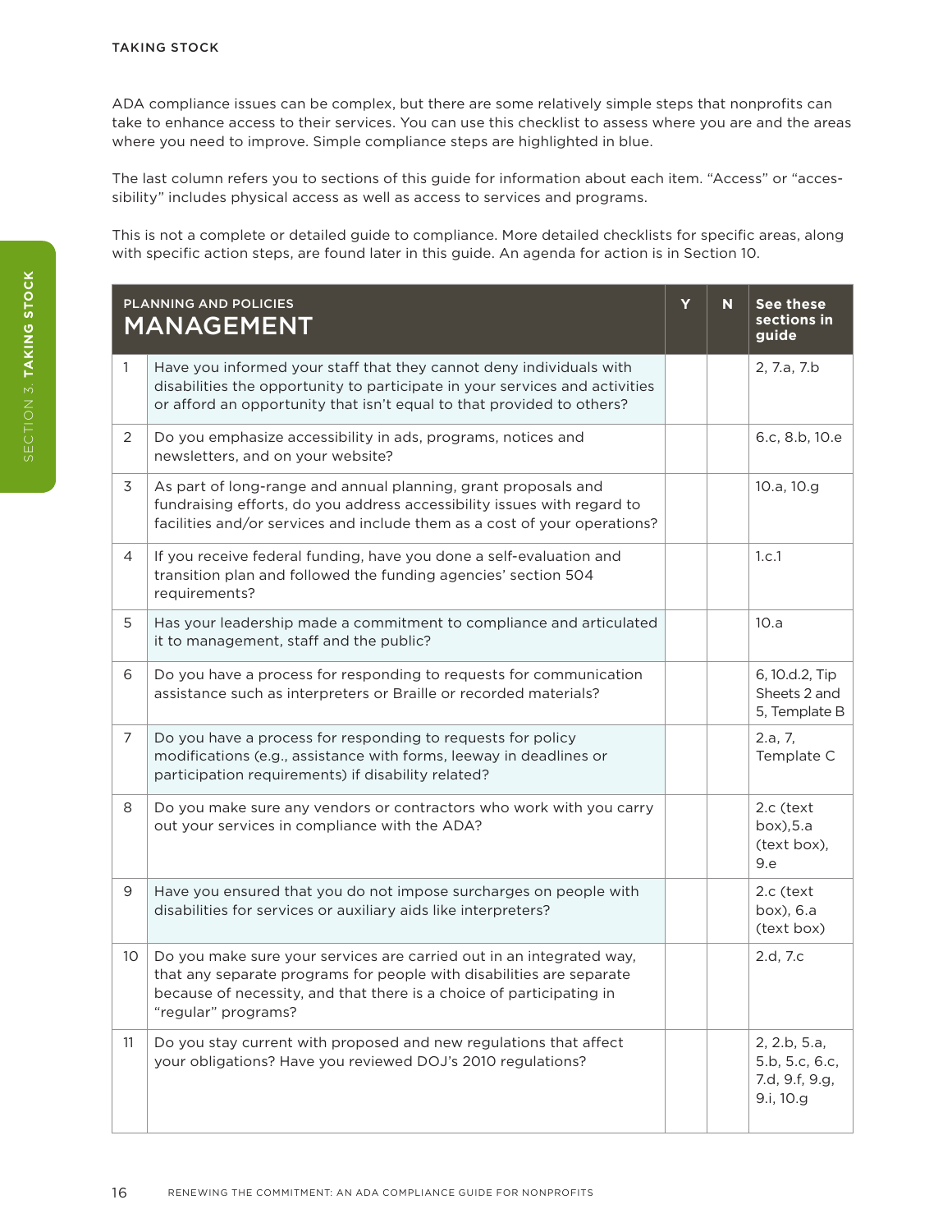## TAKING STOCK

ADA compliance issues can be complex, but there are some relatively simple steps that nonprofits can take to enhance access to their services. You can use this checklist to assess where you are and the areas where you need to improve. Simple compliance steps are highlighted in blue.

The last column refers you to sections of this guide for information about each item. "Access" or "accessibility" includes physical access as well as access to services and programs.

This is not a complete or detailed guide to compliance. More detailed checklists for specific areas, along with specific action steps, are found later in this guide. An agenda for action is in Section 10.

| | PLANNING AND POLICIES<br>**MANAGEMENT** | Y | N | See these sections in guide |
|---|---|---|---|---|
| 1 | Have you informed your staff that they cannot deny individuals with disabilities the opportunity to participate in your services and activities or afford an opportunity that isn't equal to that provided to others? | | | 2, 7.a, 7.b |
| 2 | Do you emphasize accessibility in ads, programs, notices and newsletters, and on your website? | | | 6.c, 8.b, 10.e |
| 3 | As part of long-range and annual planning, grant proposals and fundraising efforts, do you address accessibility issues with regard to facilities and/or services and include them as a cost of your operations? | | | 10.a, 10.g |
| 4 | If you receive federal funding, have you done a self-evaluation and transition plan and followed the funding agencies' section 504 requirements? | | | 1.c.1 |
| 5 | Has your leadership made a commitment to compliance and articulated it to management, staff and the public? | | | 10.a |
| 6 | Do you have a process for responding to requests for communication assistance such as interpreters or Braille or recorded materials? | | | 6, 10.d.2, Tip Sheets 2 and 5, Template B |
| 7 | Do you have a process for responding to requests for policy modifications (e.g., assistance with forms, leeway in deadlines or participation requirements) if disability related? | | | 2.a, 7, Template C |
| 8 | Do you make sure any vendors or contractors who work with you carry out your services in compliance with the ADA? | | | 2.c (text box),5.a (text box), 9.e |
| 9 | Have you ensured that you do not impose surcharges on people with disabilities for services or auxiliary aids like interpreters? | | | 2.c (text box), 6.a (text box) |
| 10 | Do you make sure your services are carried out in an integrated way, that any separate programs for people with disabilities are separate because of necessity, and that there is a choice of participating in "regular" programs? | | | 2.d, 7.c |
| 11 | Do you stay current with proposed and new regulations that affect your obligations? Have you reviewed DOJ's 2010 regulations? | | | 2, 2.b, 5.a, 5.b, 5.c, 6.c, 7.d, 9.f, 9.g, 9.i, 10.g |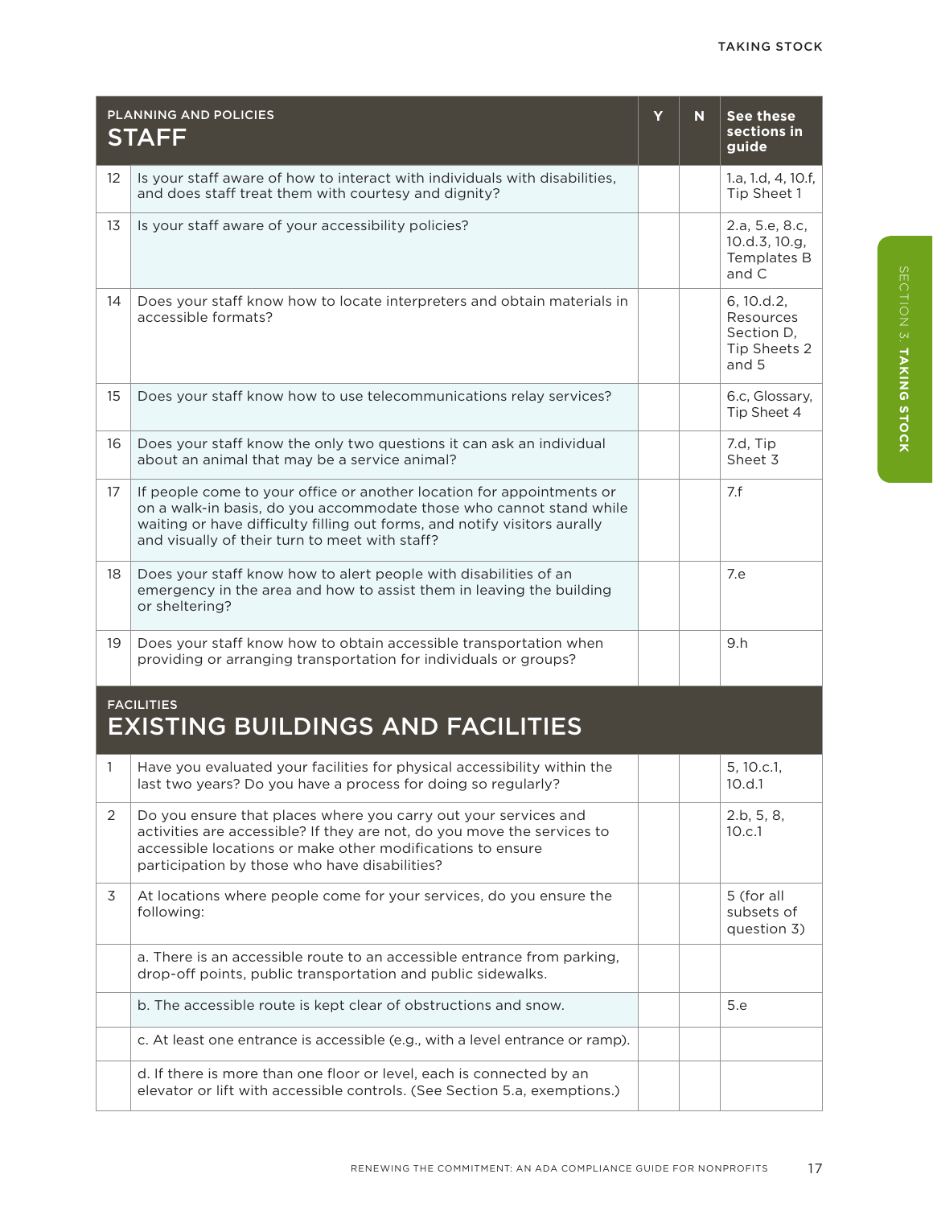| PLANNING AND POLICIES<br>**STAFF** | | Y | N | See these sections in guide |
|---|---|---|---|---|
| 12 | Is your staff aware of how to interact with individuals with disabilities, and does staff treat them with courtesy and dignity? | | | 1.a, 1.d, 4, 10.f, Tip Sheet 1 |
| 13 | Is your staff aware of your accessibility policies? | | | 2.a, 5.e, 8.c, 10.d.3, 10.g, Templates B and C |
| 14 | Does your staff know how to locate interpreters and obtain materials in accessible formats? | | | 6, 10.d.2, Resources Section D, Tip Sheets 2 and 5 |
| 15 | Does your staff know how to use telecommunications relay services? | | | 6.c, Glossary, Tip Sheet 4 |
| 16 | Does your staff know the only two questions it can ask an individual about an animal that may be a service animal? | | | 7.d, Tip Sheet 3 |
| 17 | If people come to your office or another location for appointments or on a walk-in basis, do you accommodate those who cannot stand while waiting or have difficulty filling out forms, and notify visitors aurally and visually of their turn to meet with staff? | | | 7.f |
| 18 | Does your staff know how to alert people with disabilities of an emergency in the area and how to assist them in leaving the building or sheltering? | | | 7.e |
| 19 | Does your staff know how to obtain accessible transportation when providing or arranging transportation for individuals or groups? | | | 9.h |

| FACILITIES<br>**EXISTING BUILDINGS AND FACILITIES** | | Y | N | See these sections in guide |
|---|---|---|---|---|
| 1 | Have you evaluated your facilities for physical accessibility within the last two years? Do you have a process for doing so regularly? | | | 5, 10.c.1, 10.d.1 |
| 2 | Do you ensure that places where you carry out your services and activities are accessible? If they are not, do you move the services to accessible locations or make other modifications to ensure participation by those who have disabilities? | | | 2.b, 5, 8, 10.c.1 |
| 3 | At locations where people come for your services, do you ensure the following: | | | 5 (for all subsets of question 3) |
| | a. There is an accessible route to an accessible entrance from parking, drop-off points, public transportation and public sidewalks. | | | |
| | b. The accessible route is kept clear of obstructions and snow. | | | 5.e |
| | c. At least one entrance is accessible (e.g., with a level entrance or ramp). | | | |
| | d. If there is more than one floor or level, each is connected by an elevator or lift with accessible controls. (See Section 5.a, exemptions.) | | | |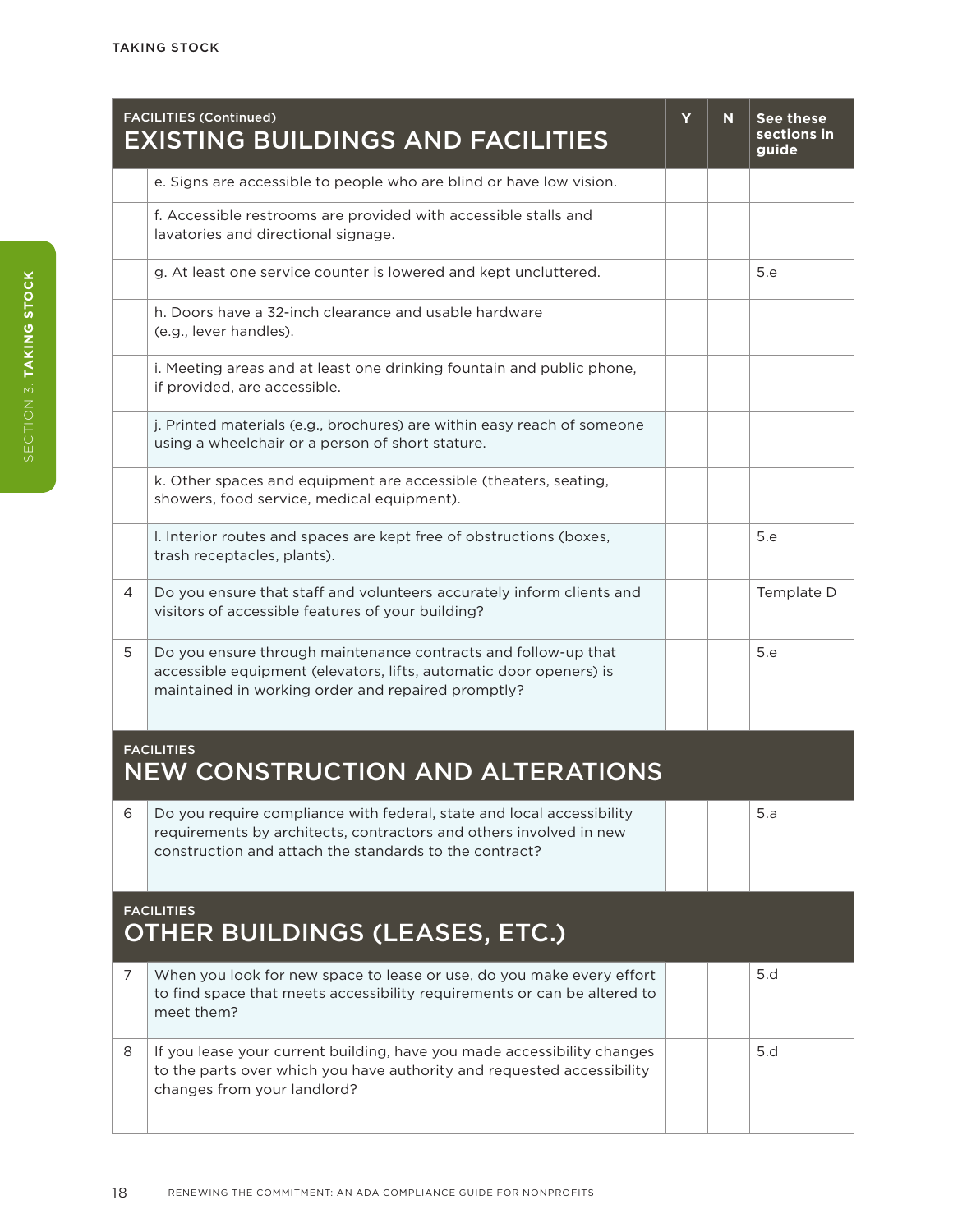| | FACILITIES (Continued) EXISTING BUILDINGS AND FACILITIES | Y | N | See these sections in guide |
|---|---|---|---|---|
| | e. Signs are accessible to people who are blind or have low vision. | | | |
| | f. Accessible restrooms are provided with accessible stalls and lavatories and directional signage. | | | |
| | g. At least one service counter is lowered and kept uncluttered. | | | 5.e |
| | h. Doors have a 32-inch clearance and usable hardware (e.g., lever handles). | | | |
| | i. Meeting areas and at least one drinking fountain and public phone, if provided, are accessible. | | | |
| | j. Printed materials (e.g., brochures) are within easy reach of someone using a wheelchair or a person of short stature. | | | |
| | k. Other spaces and equipment are accessible (theaters, seating, showers, food service, medical equipment). | | | |
| | l. Interior routes and spaces are kept free of obstructions (boxes, trash receptacles, plants). | | | 5.e |
| 4 | Do you ensure that staff and volunteers accurately inform clients and visitors of accessible features of your building? | | | Template D |
| 5 | Do you ensure through maintenance contracts and follow-up that accessible equipment (elevators, lifts, automatic door openers) is maintained in working order and repaired promptly? | | | 5.e |
| | **FACILITIES NEW CONSTRUCTION AND ALTERATIONS** | | | |
| 6 | Do you require compliance with federal, state and local accessibility requirements by architects, contractors and others involved in new construction and attach the standards to the contract? | | | 5.a |
| | **FACILITIES OTHER BUILDINGS (LEASES, ETC.)** | | | |
| 7 | When you look for new space to lease or use, do you make every effort to find space that meets accessibility requirements or can be altered to meet them? | | | 5.d |
| 8 | If you lease your current building, have you made accessibility changes to the parts over which you have authority and requested accessibility changes from your landlord? | | | 5.d |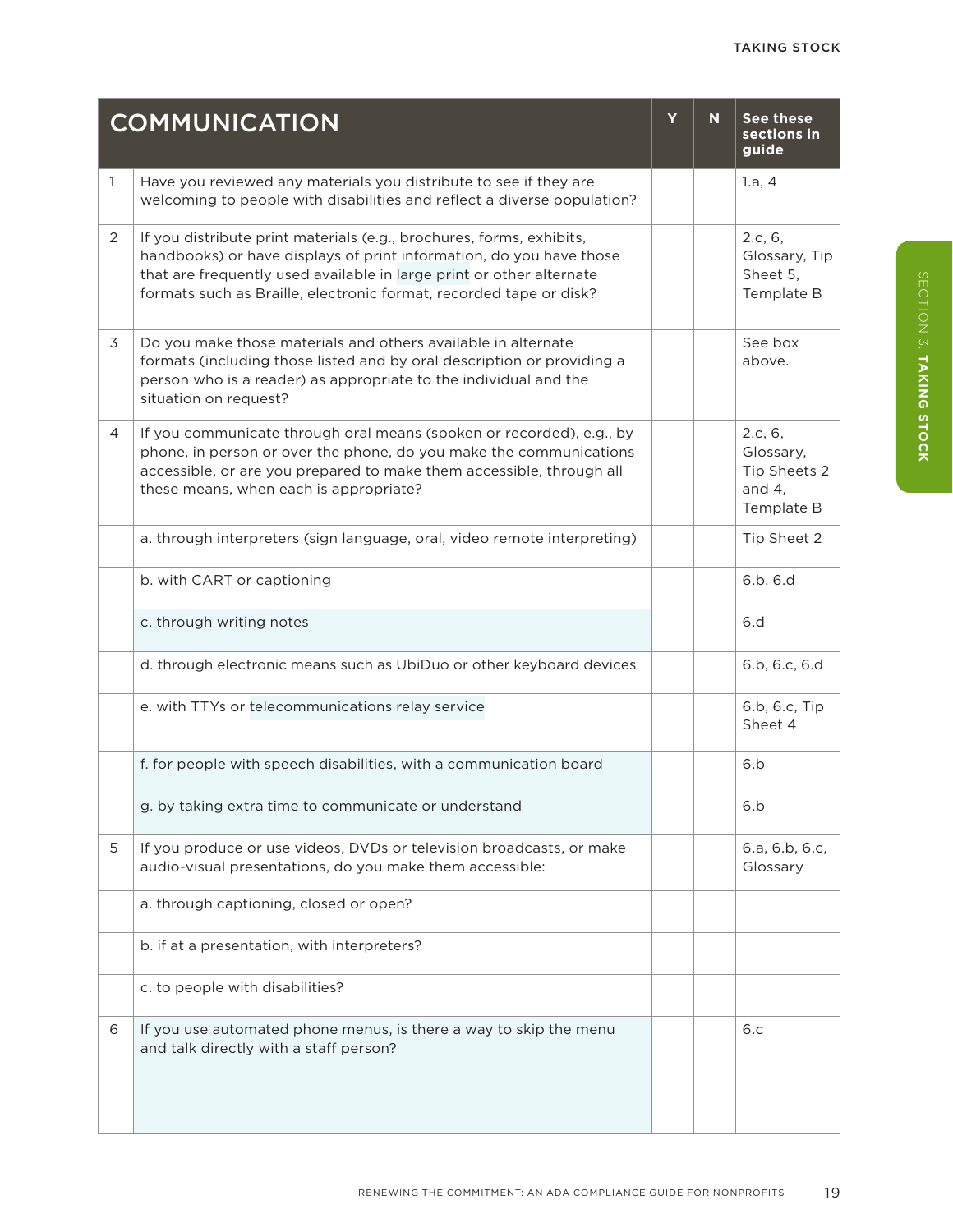| COMMUNICATION | | Y | N | See these sections in guide |
|---|---|---|---|---|
| 1 | Have you reviewed any materials you distribute to see if they are welcoming to people with disabilities and reflect a diverse population? | | | 1.a, 4 |
| 2 | If you distribute print materials (e.g., brochures, forms, exhibits, handbooks) or have displays of print information, do you have those that are frequently used available in large print or other alternate formats such as Braille, electronic format, recorded tape or disk? | | | 2.c, 6, Glossary, Tip Sheet 5, Template B |
| 3 | Do you make those materials and others available in alternate formats (including those listed and by oral description or providing a person who is a reader) as appropriate to the individual and the situation on request? | | | See box above. |
| 4 | If you communicate through oral means (spoken or recorded), e.g., by phone, in person or over the phone, do you make the communications accessible, or are you prepared to make them accessible, through all these means, when each is appropriate? | | | 2.c, 6, Glossary, Tip Sheets 2 and 4, Template B |
| | a. through interpreters (sign language, oral, video remote interpreting) | | | Tip Sheet 2 |
| | b. with CART or captioning | | | 6.b, 6.d |
| | c. through writing notes | | | 6.d |
| | d. through electronic means such as UbiDuo or other keyboard devices | | | 6.b, 6.c, 6.d |
| | e. with TTYs or telecommunications relay service | | | 6.b, 6.c, Tip Sheet 4 |
| | f. for people with speech disabilities, with a communication board | | | 6.b |
| | g. by taking extra time to communicate or understand | | | 6.b |
| 5 | If you produce or use videos, DVDs or television broadcasts, or make audio-visual presentations, do you make them accessible: | | | 6.a, 6.b, 6.c, Glossary |
| | a. through captioning, closed or open? | | | |
| | b. if at a presentation, with interpreters? | | | |
| | c. to people with disabilities? | | | |
| 6 | If you use automated phone menus, is there a way to skip the menu and talk directly with a staff person? | | | 6.c |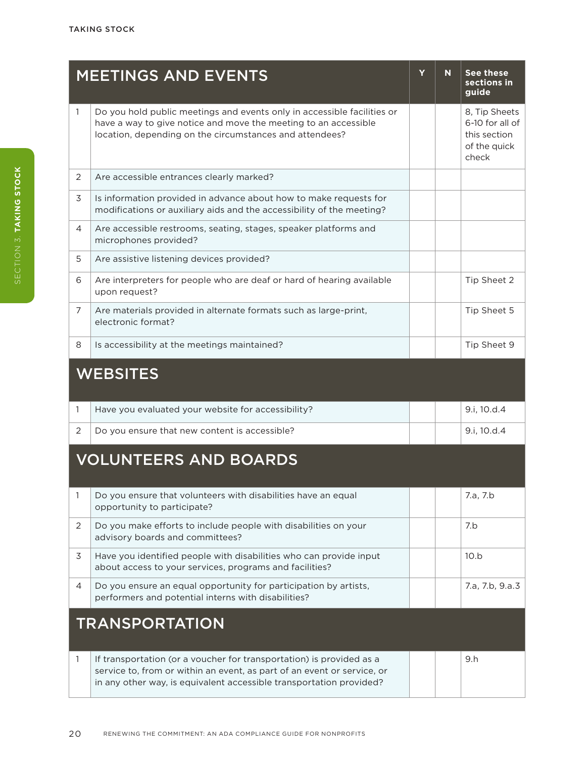| | MEETINGS AND EVENTS | Y | N | See these sections in guide |
|---|---|---|---|---|
| 1 | Do you hold public meetings and events only in accessible facilities or have a way to give notice and move the meeting to an accessible location, depending on the circumstances and attendees? | | | 8, Tip Sheets 6-10 for all of this section of the quick check |
| 2 | Are accessible entrances clearly marked? | | | |
| 3 | Is information provided in advance about how to make requests for modifications or auxiliary aids and the accessibility of the meeting? | | | |
| 4 | Are accessible restrooms, seating, stages, speaker platforms and microphones provided? | | | |
| 5 | Are assistive listening devices provided? | | | |
| 6 | Are interpreters for people who are deaf or hard of hearing available upon request? | | | Tip Sheet 2 |
| 7 | Are materials provided in alternate formats such as large-print, electronic format? | | | Tip Sheet 5 |
| 8 | Is accessibility at the meetings maintained? | | | Tip Sheet 9 |

| | WEBSITES | Y | N | See these sections in guide |
|---|---|---|---|---|
| 1 | Have you evaluated your website for accessibility? | | | 9.i, 10.d.4 |
| 2 | Do you ensure that new content is accessible? | | | 9.i, 10.d.4 |

| | VOLUNTEERS AND BOARDS | Y | N | See these sections in guide |
|---|---|---|---|---|
| 1 | Do you ensure that volunteers with disabilities have an equal opportunity to participate? | | | 7.a, 7.b |
| 2 | Do you make efforts to include people with disabilities on your advisory boards and committees? | | | 7.b |
| 3 | Have you identified people with disabilities who can provide input about access to your services, programs and facilities? | | | 10.b |
| 4 | Do you ensure an equal opportunity for participation by artists, performers and potential interns with disabilities? | | | 7.a, 7.b, 9.a.3 |

| | TRANSPORTATION | Y | N | See these sections in guide |
|---|---|---|---|---|
| 1 | If transportation (or a voucher for transportation) is provided as a service to, from or within an event, as part of an event or service, or in any other way, is equivalent accessible transportation provided? | | | 9.h |